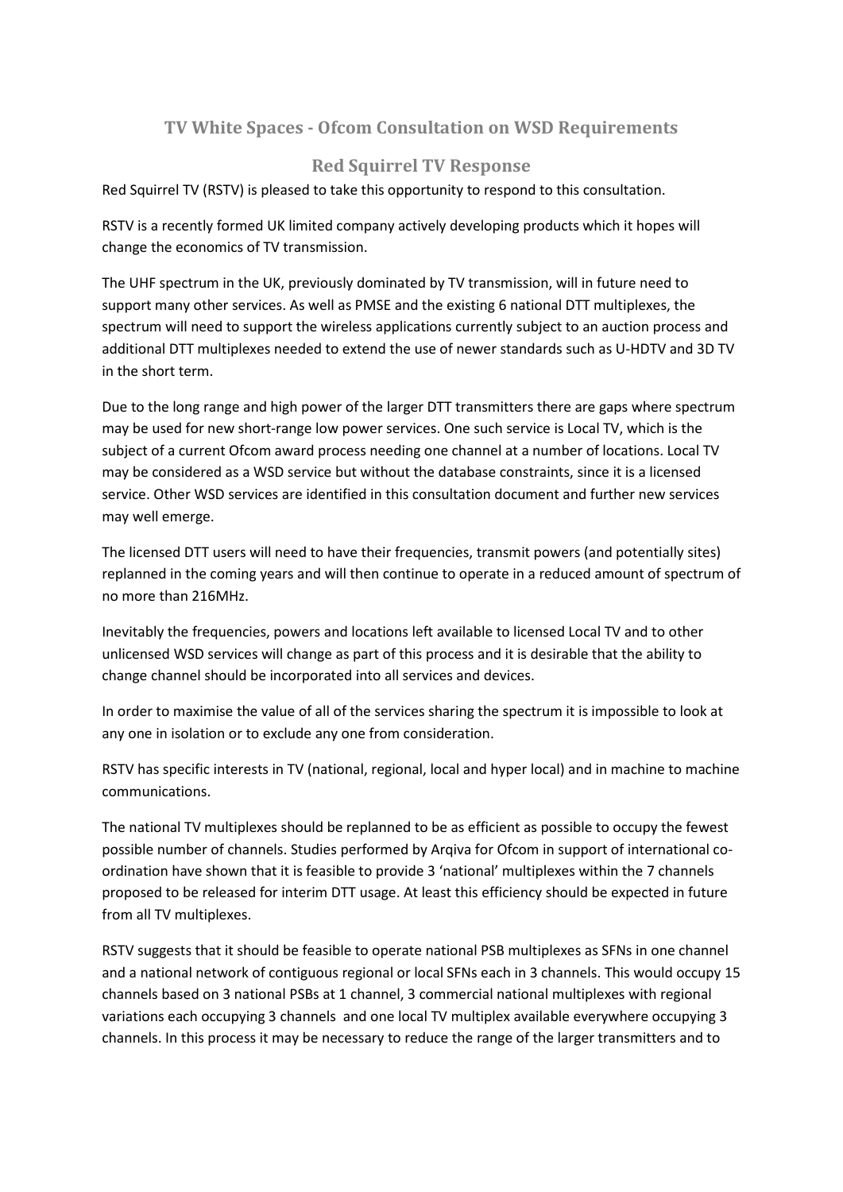## TV White Spaces - Ofcom Consultation on WSD Requirements

### Red Squirrel TV Response

Red Squirrel TV (RSTV) is pleased to take this opportunity to respond to this consultation.

RSTV is a recently formed UK limited company actively developing products which it hopes will change the economics of TV transmission.

The UHF spectrum in the UK, previously dominated by TV transmission, will in future need to support many other services. As well as PMSE and the existing 6 national DTT multiplexes, the spectrum will need to support the wireless applications currently subject to an auction process and additional DTT multiplexes needed to extend the use of newer standards such as U-HDTV and 3D TV in the short term.

Due to the long range and high power of the larger DTT transmitters there are gaps where spectrum may be used for new short-range low power services. One such service is Local TV, which is the subject of a current Ofcom award process needing one channel at a number of locations. Local TV may be considered as a WSD service but without the database constraints, since it is a licensed service. Other WSD services are identified in this consultation document and further new services may well emerge.

The licensed DTT users will need to have their frequencies, transmit powers (and potentially sites) replanned in the coming years and will then continue to operate in a reduced amount of spectrum of no more than 216MHz.

Inevitably the frequencies, powers and locations left available to licensed Local TV and to other unlicensed WSD services will change as part of this process and it is desirable that the ability to change channel should be incorporated into all services and devices.

In order to maximise the value of all of the services sharing the spectrum it is impossible to look at any one in isolation or to exclude any one from consideration.

RSTV has specific interests in TV (national, regional, local and hyper local) and in machine to machine communications.

The national TV multiplexes should be replanned to be as efficient as possible to occupy the fewest possible number of channels. Studies performed by Arqiva for Ofcom in support of international co-ordination have shown that it is feasible to provide 3 'national' multiplexes within the 7 channels proposed to be released for interim DTT usage. At least this efficiency should be expected in future from all TV multiplexes.

RSTV suggests that it should be feasible to operate national PSB multiplexes as SFNs in one channel and a national network of contiguous regional or local SFNs each in 3 channels. This would occupy 15 channels based on 3 national PSBs at 1 channel, 3 commercial national multiplexes with regional variations each occupying 3 channels and one local TV multiplex available everywhere occupying 3 channels. In this process it may be necessary to reduce the range of the larger transmitters and to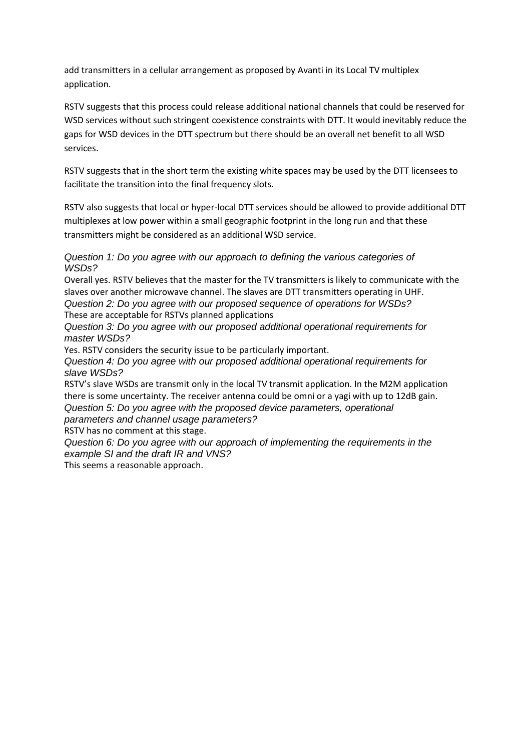add transmitters in a cellular arrangement as proposed by Avanti in its Local TV multiplex application.

RSTV suggests that this process could release additional national channels that could be reserved for WSD services without such stringent coexistence constraints with DTT. It would inevitably reduce the gaps for WSD devices in the DTT spectrum but there should be an overall net benefit to all WSD services.

RSTV suggests that in the short term the existing white spaces may be used by the DTT licensees to facilitate the transition into the final frequency slots.

RSTV also suggests that local or hyper-local DTT services should be allowed to provide additional DTT multiplexes at low power within a small geographic footprint in the long run and that these transmitters might be considered as an additional WSD service.

*Question 1: Do you agree with our approach to defining the various categories of WSDs?*

Overall yes. RSTV believes that the master for the TV transmitters is likely to communicate with the slaves over another microwave channel. The slaves are DTT transmitters operating in UHF.

*Question 2: Do you agree with our proposed sequence of operations for WSDs?*

These are acceptable for RSTVs planned applications

*Question 3: Do you agree with our proposed additional operational requirements for master WSDs?*

Yes. RSTV considers the security issue to be particularly important.

*Question 4: Do you agree with our proposed additional operational requirements for slave WSDs?*

RSTV's slave WSDs are transmit only in the local TV transmit application. In the M2M application there is some uncertainty. The receiver antenna could be omni or a yagi with up to 12dB gain.

*Question 5: Do you agree with the proposed device parameters, operational parameters and channel usage parameters?*

RSTV has no comment at this stage.

*Question 6: Do you agree with our approach of implementing the requirements in the example SI and the draft IR and VNS?*

This seems a reasonable approach.